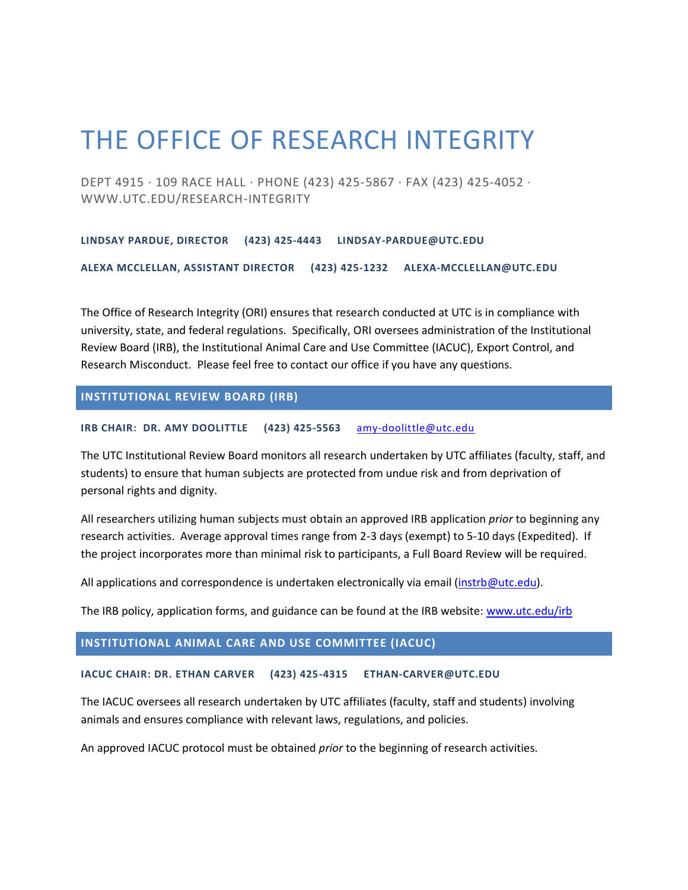# THE OFFICE OF RESEARCH INTEGRITY

DEPT 4915 · 109 RACE HALL · PHONE (423) 425-5867 · FAX (423) 425-4052 · WWW.UTC.EDU/RESEARCH-INTEGRITY

**LINDSAY PARDUE, DIRECTOR (423) 425-4443 LINDSAY-PARDUE@UTC.EDU**

**ALEXA MCCLELLAN, ASSISTANT DIRECTOR (423) 425-1232 ALEXA-MCCLELLAN@UTC.EDU**

The Office of Research Integrity (ORI) ensures that research conducted at UTC is in compliance with university, state, and federal regulations. Specifically, ORI oversees administration of the Institutional Review Board (IRB), the Institutional Animal Care and Use Committee (IACUC), Export Control, and Research Misconduct. Please feel free to contact our office if you have any questions.

## INSTITUTIONAL REVIEW BOARD (IRB)

**IRB CHAIR: DR. AMY DOOLITTLE (423) 425-5563** amy-doolittle@utc.edu

The UTC Institutional Review Board monitors all research undertaken by UTC affiliates (faculty, staff, and students) to ensure that human subjects are protected from undue risk and from deprivation of personal rights and dignity.

All researchers utilizing human subjects must obtain an approved IRB application *prior* to beginning any research activities. Average approval times range from 2-3 days (exempt) to 5-10 days (Expedited). If the project incorporates more than minimal risk to participants, a Full Board Review will be required.

All applications and correspondence is undertaken electronically via email (instrb@utc.edu).

The IRB policy, application forms, and guidance can be found at the IRB website: www.utc.edu/irb

## INSTITUTIONAL ANIMAL CARE AND USE COMMITTEE (IACUC)

**IACUC CHAIR: DR. ETHAN CARVER (423) 425-4315 ETHAN-CARVER@UTC.EDU**

The IACUC oversees all research undertaken by UTC affiliates (faculty, staff and students) involving animals and ensures compliance with relevant laws, regulations, and policies.

An approved IACUC protocol must be obtained *prior* to the beginning of research activities.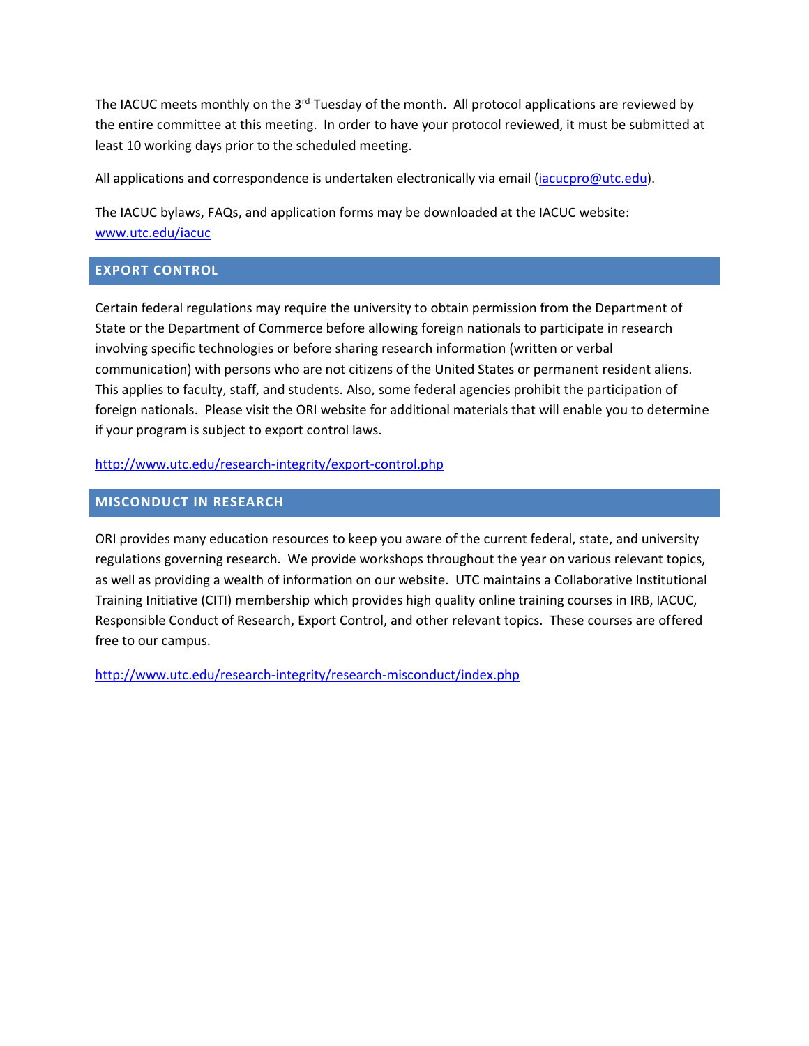The IACUC meets monthly on the 3rd Tuesday of the month. All protocol applications are reviewed by the entire committee at this meeting. In order to have your protocol reviewed, it must be submitted at least 10 working days prior to the scheduled meeting.

All applications and correspondence is undertaken electronically via email (iacucpro@utc.edu).

The IACUC bylaws, FAQs, and application forms may be downloaded at the IACUC website: www.utc.edu/iacuc

## EXPORT CONTROL

Certain federal regulations may require the university to obtain permission from the Department of State or the Department of Commerce before allowing foreign nationals to participate in research involving specific technologies or before sharing research information (written or verbal communication) with persons who are not citizens of the United States or permanent resident aliens. This applies to faculty, staff, and students. Also, some federal agencies prohibit the participation of foreign nationals. Please visit the ORI website for additional materials that will enable you to determine if your program is subject to export control laws.

http://www.utc.edu/research-integrity/export-control.php

## MISCONDUCT IN RESEARCH

ORI provides many education resources to keep you aware of the current federal, state, and university regulations governing research. We provide workshops throughout the year on various relevant topics, as well as providing a wealth of information on our website. UTC maintains a Collaborative Institutional Training Initiative (CITI) membership which provides high quality online training courses in IRB, IACUC, Responsible Conduct of Research, Export Control, and other relevant topics. These courses are offered free to our campus.

http://www.utc.edu/research-integrity/research-misconduct/index.php